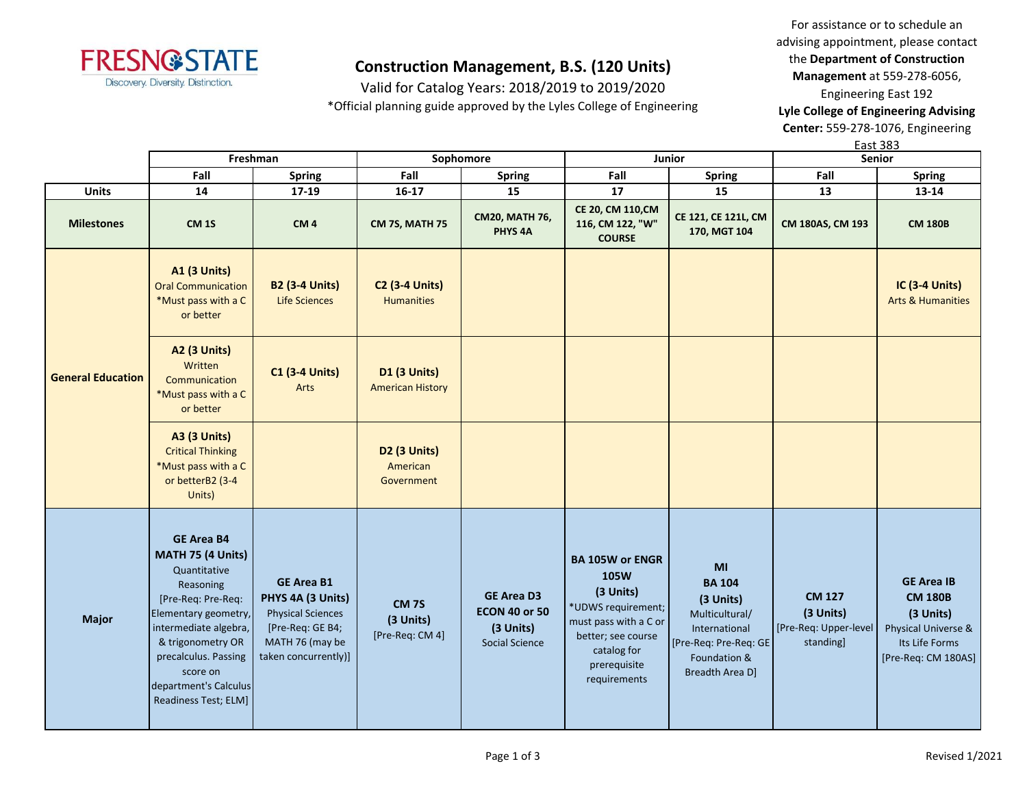# Construction Management, B.S. (120 Units)

Valid for Catalog Years: 2018/2019 to 2019/2020

*Official planning guide approved by the Lyles College of Engineering

For assistance or to schedule an advising appointment, please contact the **Department of Construction Management** at 559-278-6056, Engineering East 192

**Lyle College of Engineering Advising Center:** 559-278-1076, Engineering East 383

| | Freshman | | Sophomore | | Junior | | Senior | |
|---|---|---|---|---|---|---|---|---|
| | Fall | Spring | Fall | Spring | Fall | Spring | Fall | Spring |
| **Units** | 14 | 17-19 | 16-17 | 15 | 17 | 15 | 13 | 13-14 |
| **Milestones** | CM 1S | CM 4 | CM 7S, MATH 75 | CM20, MATH 76, PHYS 4A | CE 20, CM 110,CM 116, CM 122, "W" COURSE | CE 121, CE 121L, CM 170, MGT 104 | CM 180AS, CM 193 | CM 180B |
| **General Education** | **A1 (3 Units)** Oral Communication *Must pass with a C or better | **B2 (3-4 Units)** Life Sciences | **C2 (3-4 Units)** Humanities | | | | | **IC (3-4 Units)** Arts & Humanities |
| | **A2 (3 Units)** Written Communication *Must pass with a C or better | **C1 (3-4 Units)** Arts | **D1 (3 Units)** American History | | | | | |
| | **A3 (3 Units)** Critical Thinking *Must pass with a C or betterB2 (3-4 Units) | | **D2 (3 Units)** American Government | | | | | |
| **Major** | **GE Area B4 MATH 75 (4 Units)** Quantitative Reasoning [Pre-Req: Pre-Req: Elementary geometry, intermediate algebra, & trigonometry OR precalculus. Passing score on department's Calculus Readiness Test; ELM] | **GE Area B1 PHYS 4A (3 Units)** Physical Sciences [Pre-Req: GE B4; MATH 76 (may be taken concurrently)] | **CM 7S (3 Units)** [Pre-Req: CM 4] | **GE Area D3 ECON 40 or 50 (3 Units)** Social Science | **BA 105W or ENGR 105W (3 Units)** *UDWS requirement; must pass with a C or better; see course catalog for prerequisite requirements | **MI BA 104 (3 Units)** Multicultural/ International [Pre-Req: Pre-Req: GE Foundation & Breadth Area D] | **CM 127 (3 Units)** [Pre-Req: Upper-level standing] | **GE Area IB CM 180B (3 Units)** Physical Universe & Its Life Forms [Pre-Req: CM 180AS] |

Revised 1/2021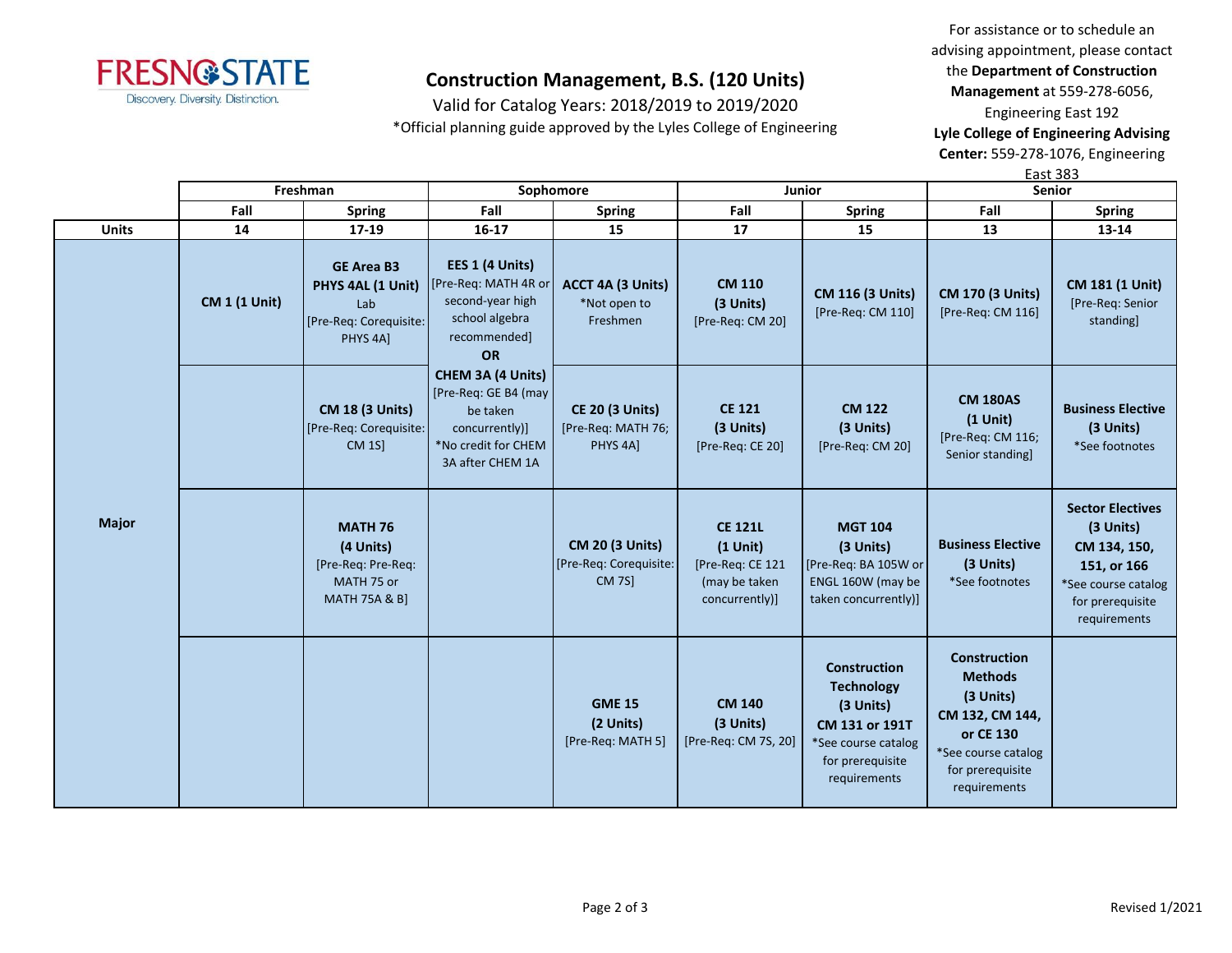# Construction Management, B.S. (120 Units)

Valid for Catalog Years: 2018/2019 to 2019/2020

*Official planning guide approved by the Lyles College of Engineering

For assistance or to schedule an advising appointment, please contact the **Department of Construction Management** at 559-278-6056, Engineering East 192

**Lyle College of Engineering Advising Center:** 559-278-1076, Engineering East 383

| | Freshman | | Sophomore | | Junior | | Senior | |
|---|---|---|---|---|---|---|---|---|
| | Fall | Spring | Fall | Spring | Fall | Spring | Fall | Spring |
| **Units** | 14 | 17-19 | 16-17 | 15 | 17 | 15 | 13 | 13-14 |
| **Major** | **CM 1 (1 Unit)** | **GE Area B3 PHYS 4AL (1 Unit)** Lab [Pre-Req: Corequisite: PHYS 4A] | **EES 1 (4 Units)** [Pre-Req: MATH 4R or second-year high school algebra recommended] **OR** **CHEM 3A (4 Units)** [Pre-Req: GE B4 (may be taken concurrently)] *No credit for CHEM 3A after CHEM 1A | **ACCT 4A (3 Units)** *Not open to Freshmen | **CM 110 (3 Units)** [Pre-Req: CM 20] | **CM 116 (3 Units)** [Pre-Req: CM 110] | **CM 170 (3 Units)** [Pre-Req: CM 116] | **CM 181 (1 Unit)** [Pre-Req: Senior standing] |
| | | **CM 18 (3 Units)** [Pre-Req: Corequisite: CM 1S] | | **CE 20 (3 Units)** [Pre-Req: MATH 76; PHYS 4A] | **CE 121 (3 Units)** [Pre-Req: CE 20] | **CM 122 (3 Units)** [Pre-Req: CM 20] | **CM 180AS (1 Unit)** [Pre-Req: CM 116; Senior standing] | **Business Elective (3 Units)** *See footnotes |
| | | **MATH 76 (4 Units)** [Pre-Req: Pre-Req: MATH 75 or MATH 75A & B] | | **CM 20 (3 Units)** [Pre-Req: Corequisite: CM 7S] | **CE 121L (1 Unit)** [Pre-Req: CE 121 (may be taken concurrently)] | **MGT 104 (3 Units)** [Pre-Req: BA 105W or ENGL 160W (may be taken concurrently)] | **Business Elective (3 Units)** *See footnotes | **Sector Electives (3 Units) CM 134, 150, 151, or 166** *See course catalog for prerequisite requirements |
| | | | | **GME 15 (2 Units)** [Pre-Req: MATH 5] | **CM 140 (3 Units)** [Pre-Req: CM 7S, 20] | **Construction Technology (3 Units) CM 131 or 191T** *See course catalog for prerequisite requirements | **Construction Methods (3 Units) CM 132, CM 144, or CE 130** *See course catalog for prerequisite requirements | |

Revised 1/2021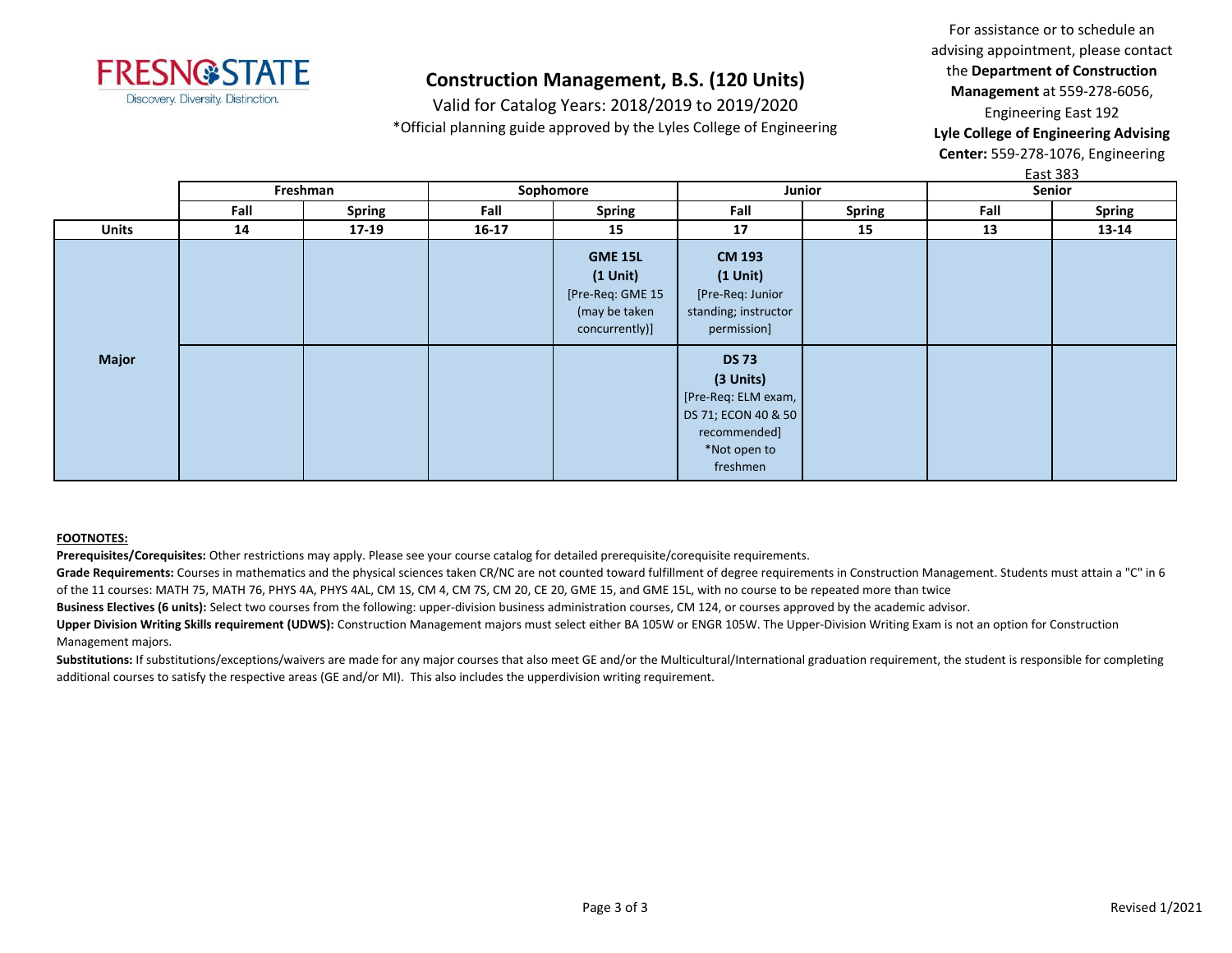# Construction Management, B.S. (120 Units)

Valid for Catalog Years: 2018/2019 to 2019/2020

*Official planning guide approved by the Lyles College of Engineering

For assistance or to schedule an advising appointment, please contact the **Department of Construction Management** at 559-278-6056, Engineering East 192

**Lyle College of Engineering Advising Center:** 559-278-1076, Engineering East 383

| | Freshman | | Sophomore | | Junior | | Senior | |
|---|---|---|---|---|---|---|---|---|
| | **Fall** | **Spring** | **Fall** | **Spring** | **Fall** | **Spring** | **Fall** | **Spring** |
| **Units** | **14** | **17-19** | **16-17** | **15** | **17** | **15** | **13** | **13-14** |
| **Major** | | | | **GME 15L (1 Unit)** [Pre-Req: GME 15 (may be taken concurrently)] | **CM 193 (1 Unit)** [Pre-Req: Junior standing; instructor permission] | | | |
| **Major** | | | | | **DS 73 (3 Units)** [Pre-Req: ELM exam, DS 71; ECON 40 & 50 recommended] *Not open to freshmen | | | |

**FOOTNOTES:**

**Prerequisites/Corequisites:** Other restrictions may apply. Please see your course catalog for detailed prerequisite/corequisite requirements.

**Grade Requirements:** Courses in mathematics and the physical sciences taken CR/NC are not counted toward fulfillment of degree requirements in Construction Management. Students must attain a "C" in 6 of the 11 courses: MATH 75, MATH 76, PHYS 4A, PHYS 4AL, CM 1S, CM 4, CM 7S, CM 20, CE 20, GME 15, and GME 15L, with no course to be repeated more than twice

**Business Electives (6 units):** Select two courses from the following: upper-division business administration courses, CM 124, or courses approved by the academic advisor.

**Upper Division Writing Skills requirement (UDWS):** Construction Management majors must select either BA 105W or ENGR 105W. The Upper-Division Writing Exam is not an option for Construction Management majors.

**Substitutions:** If substitutions/exceptions/waivers are made for any major courses that also meet GE and/or the Multicultural/International graduation requirement, the student is responsible for completing additional courses to satisfy the respective areas (GE and/or MI). This also includes the upperdivision writing requirement.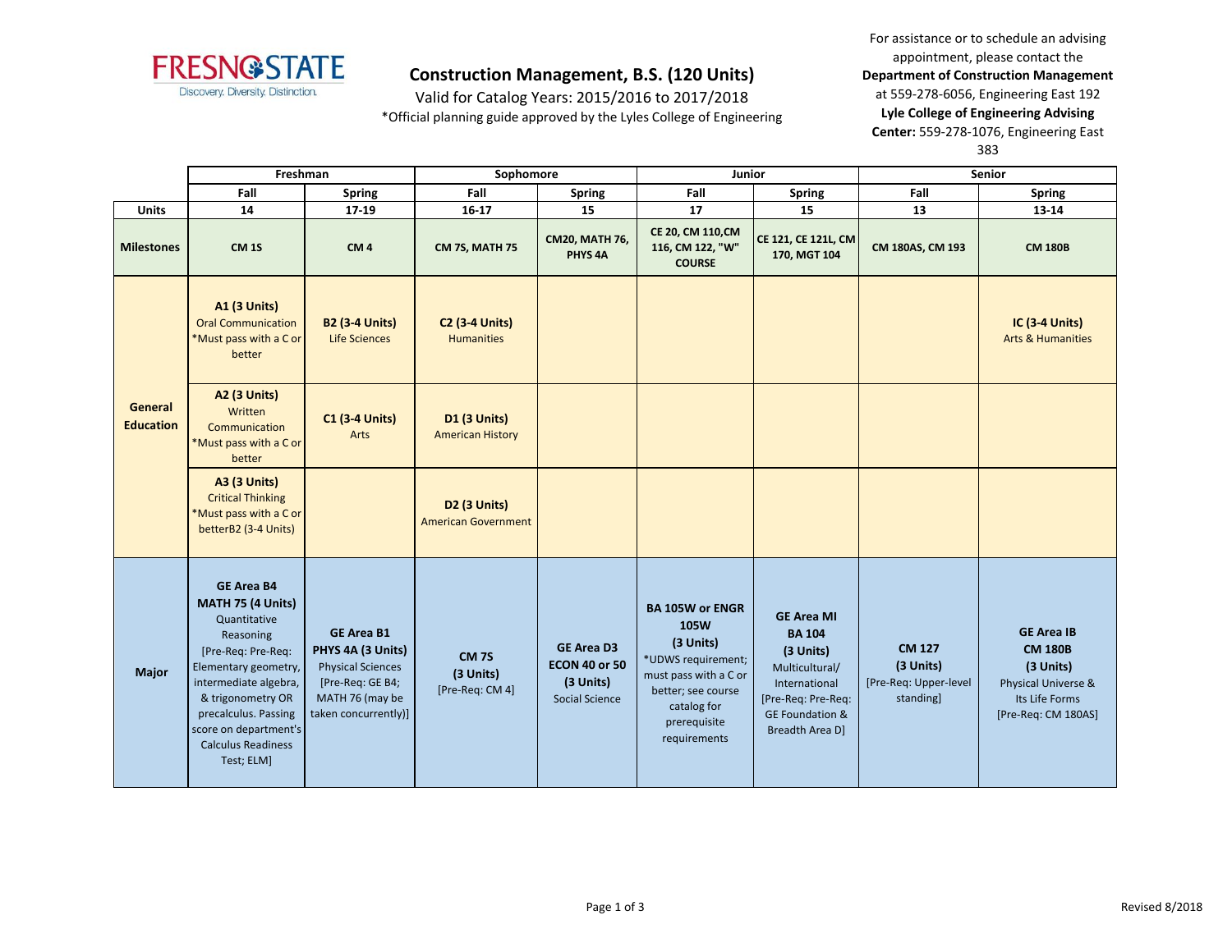# Construction Management, B.S. (120 Units)

Valid for Catalog Years: 2015/2016 to 2017/2018

*Official planning guide approved by the Lyles College of Engineering

For assistance or to schedule an advising appointment, please contact the **Department of Construction Management** at 559-278-6056, Engineering East 192
**Lyle College of Engineering Advising Center:** 559-278-1076, Engineering East 383

| | Freshman | | Sophomore | | Junior | | Senior | |
|---|---|---|---|---|---|---|---|---|
| | Fall | Spring | Fall | Spring | Fall | Spring | Fall | Spring |
| **Units** | 14 | 17-19 | 16-17 | 15 | 17 | 15 | 13 | 13-14 |
| **Milestones** | CM 1S | CM 4 | CM 7S, MATH 75 | CM20, MATH 76, PHYS 4A | CE 20, CM 110,CM 116, CM 122, "W" COURSE | CE 121, CE 121L, CM 170, MGT 104 | CM 180AS, CM 193 | CM 180B |
| **General Education** | **A1 (3 Units)** Oral Communication *Must pass with a C or better | **B2 (3-4 Units)** Life Sciences | **C2 (3-4 Units)** Humanities | | | | | **IC (3-4 Units)** Arts & Humanities |
| | **A2 (3 Units)** Written Communication *Must pass with a C or better | **C1 (3-4 Units)** Arts | **D1 (3 Units)** American History | | | | | |
| | **A3 (3 Units)** Critical Thinking *Must pass with a C or betterB2 (3-4 Units) | | **D2 (3 Units)** American Government | | | | | |
| **Major** | **GE Area B4 MATH 75 (4 Units)** Quantitative Reasoning [Pre-Req: Pre-Req: Elementary geometry, intermediate algebra, & trigonometry OR precalculus. Passing score on department's Calculus Readiness Test; ELM] | **GE Area B1 PHYS 4A (3 Units)** Physical Sciences [Pre-Req: GE B4; MATH 76 (may be taken concurrently)] | **CM 7S (3 Units)** [Pre-Req: CM 4] | **GE Area D3 ECON 40 or 50 (3 Units)** Social Science | **BA 105W or ENGR 105W (3 Units)** *UDWS requirement; must pass with a C or better; see course catalog for prerequisite requirements | **GE Area MI BA 104 (3 Units)** Multicultural/ International [Pre-Req: Pre-Req: GE Foundation & Breadth Area D] | **CM 127 (3 Units)** [Pre-Req: Upper-level standing] | **GE Area IB CM 180B (3 Units)** Physical Universe & Its Life Forms [Pre-Req: CM 180AS] |

Revised 8/2018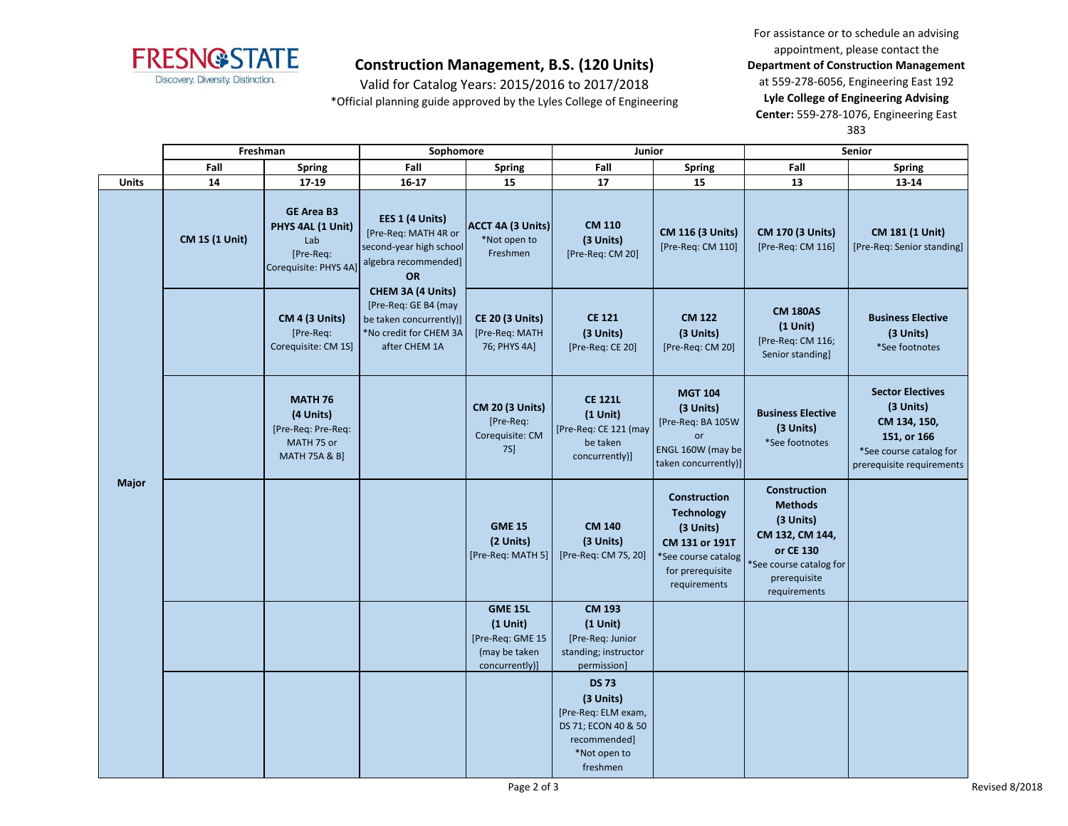# Construction Management, B.S. (120 Units)

Valid for Catalog Years: 2015/2016 to 2017/2018

*Official planning guide approved by the Lyles College of Engineering

For assistance or to schedule an advising appointment, please contact the **Department of Construction Management** at 559-278-6056, Engineering East 192 **Lyle College of Engineering Advising Center:** 559-278-1076, Engineering East 383

| | Freshman | | Sophomore | | Junior | | Senior | |
|---|---|---|---|---|---|---|---|---|
| | Fall | Spring | Fall | Spring | Fall | Spring | Fall | Spring |
| Units | 14 | 17-19 | 16-17 | 15 | 17 | 15 | 13 | 13-14 |
| Major | **CM 1S (1 Unit)** | **GE Area B3 PHYS 4AL (1 Unit)** Lab [Pre-Req: Corequisite: PHYS 4A] | **EES 1 (4 Units)** [Pre-Req: MATH 4R or second-year high school algebra recommended] **OR CHEM 3A (4 Units)** [Pre-Req: GE B4 (may be taken concurrently)] *No credit for CHEM 3A after CHEM 1A | **ACCT 4A (3 Units)** *Not open to Freshmen | **CM 110 (3 Units)** [Pre-Req: CM 20] | **CM 116 (3 Units)** [Pre-Req: CM 110] | **CM 170 (3 Units)** [Pre-Req: CM 116] | **CM 181 (1 Unit)** [Pre-Req: Senior standing] |
| | | **CM 4 (3 Units)** [Pre-Req: Corequisite: CM 1S] | | **CE 20 (3 Units)** [Pre-Req: MATH 76; PHYS 4A] | **CE 121 (3 Units)** [Pre-Req: CE 20] | **CM 122 (3 Units)** [Pre-Req: CM 20] | **CM 180AS (1 Unit)** [Pre-Req: CM 116; Senior standing] | **Business Elective (3 Units)** *See footnotes |
| | | **MATH 76 (4 Units)** [Pre-Req: Pre-Req: MATH 75 or MATH 75A & B] | | **CM 20 (3 Units)** [Pre-Req: Corequisite: CM 7S] | **CE 121L (1 Unit)** [Pre-Req: CE 121 (may be taken concurrently)] | **MGT 104 (3 Units)** [Pre-Req: BA 105W or ENGL 160W (may be taken concurrently)] | **Business Elective (3 Units)** *See footnotes | **Sector Electives (3 Units) CM 134, 150, 151, or 166** *See course catalog for prerequisite requirements |
| | | | | **GME 15 (2 Units)** [Pre-Req: MATH 5] | **CM 140 (3 Units)** [Pre-Req: CM 7S, 20] | **Construction Technology (3 Units) CM 131 or 191T** *See course catalog for prerequisite requirements | **Construction Methods (3 Units) CM 132, CM 144, or CE 130** *See course catalog for prerequisite requirements | |
| | | | | **GME 15L (1 Unit)** [Pre-Req: GME 15 (may be taken concurrently)] | **CM 193 (1 Unit)** [Pre-Req: Junior standing; instructor permission] | | | |
| | | | | | **DS 73 (3 Units)** [Pre-Req: ELM exam, DS 71; ECON 40 & 50 recommended] *Not open to freshmen | | | |

Revised 8/2018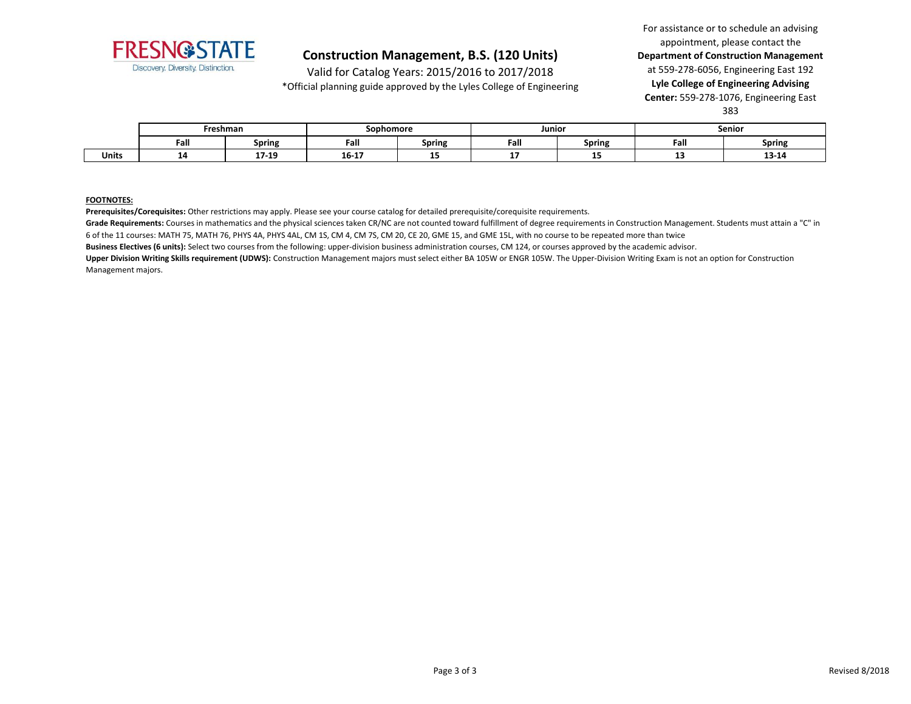# Construction Management, B.S. (120 Units)

Valid for Catalog Years: 2015/2016 to 2017/2018

*Official planning guide approved by the Lyles College of Engineering

For assistance or to schedule an advising appointment, please contact the **Department of Construction Management** at 559-278-6056, Engineering East 192 **Lyle College of Engineering Advising Center:** 559-278-1076, Engineering East 383

| | Freshman | | Sophomore | | Junior | | Senior | |
|---|---|---|---|---|---|---|---|---|
| | Fall | Spring | Fall | Spring | Fall | Spring | Fall | Spring |
| Units | 14 | 17-19 | 16-17 | 15 | 17 | 15 | 13 | 13-14 |

**FOOTNOTES:**

**Prerequisites/Corequisites:** Other restrictions may apply. Please see your course catalog for detailed prerequisite/corequisite requirements.

**Grade Requirements:** Courses in mathematics and the physical sciences taken CR/NC are not counted toward fulfillment of degree requirements in Construction Management. Students must attain a "C" in 6 of the 11 courses: MATH 75, MATH 76, PHYS 4A, PHYS 4AL, CM 1S, CM 4, CM 7S, CM 20, CE 20, GME 15, and GME 15L, with no course to be repeated more than twice

**Business Electives (6 units):** Select two courses from the following: upper-division business administration courses, CM 124, or courses approved by the academic advisor.

**Upper Division Writing Skills requirement (UDWS):** Construction Management majors must select either BA 105W or ENGR 105W. The Upper-Division Writing Exam is not an option for Construction Management majors.

Revised 8/2018